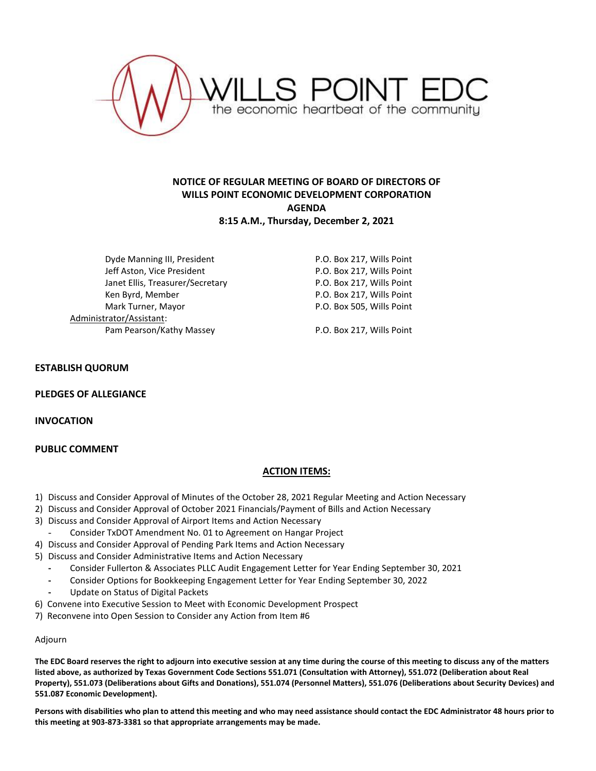WILLS POINT EDC
the economic heartbeat of the community

**NOTICE OF REGULAR MEETING OF BOARD OF DIRECTORS OF WILLS POINT ECONOMIC DEVELOPMENT CORPORATION**
**AGENDA**
**8:15 A.M., Thursday, December 2, 2021**

| | |
|---|---|
| Dyde Manning III, President | P.O. Box 217, Wills Point |
| Jeff Aston, Vice President | P.O. Box 217, Wills Point |
| Janet Ellis, Treasurer/Secretary | P.O. Box 217, Wills Point |
| Ken Byrd, Member | P.O. Box 217, Wills Point |
| Mark Turner, Mayor | P.O. Box 505, Wills Point |
| Administrator/Assistant: | |
| Pam Pearson/Kathy Massey | P.O. Box 217, Wills Point |

**ESTABLISH QUORUM**

**PLEDGES OF ALLEGIANCE**

**INVOCATION**

**PUBLIC COMMENT**

**ACTION ITEMS:**

1) Discuss and Consider Approval of Minutes of the October 28, 2021 Regular Meeting and Action Necessary
2) Discuss and Consider Approval of October 2021 Financials/Payment of Bills and Action Necessary
3) Discuss and Consider Approval of Airport Items and Action Necessary
   - Consider TxDOT Amendment No. 01 to Agreement on Hangar Project
4) Discuss and Consider Approval of Pending Park Items and Action Necessary
5) Discuss and Consider Administrative Items and Action Necessary
   - Consider Fullerton & Associates PLLC Audit Engagement Letter for Year Ending September 30, 2021
   - Consider Options for Bookkeeping Engagement Letter for Year Ending September 30, 2022
   - Update on Status of Digital Packets
6) Convene into Executive Session to Meet with Economic Development Prospect
7) Reconvene into Open Session to Consider any Action from Item #6

Adjourn

**The EDC Board reserves the right to adjourn into executive session at any time during the course of this meeting to discuss any of the matters listed above, as authorized by Texas Government Code Sections 551.071 (Consultation with Attorney), 551.072 (Deliberation about Real Property), 551.073 (Deliberations about Gifts and Donations), 551.074 (Personnel Matters), 551.076 (Deliberations about Security Devices) and 551.087 Economic Development).**

**Persons with disabilities who plan to attend this meeting and who may need assistance should contact the EDC Administrator 48 hours prior to this meeting at 903-873-3381 so that appropriate arrangements may be made.**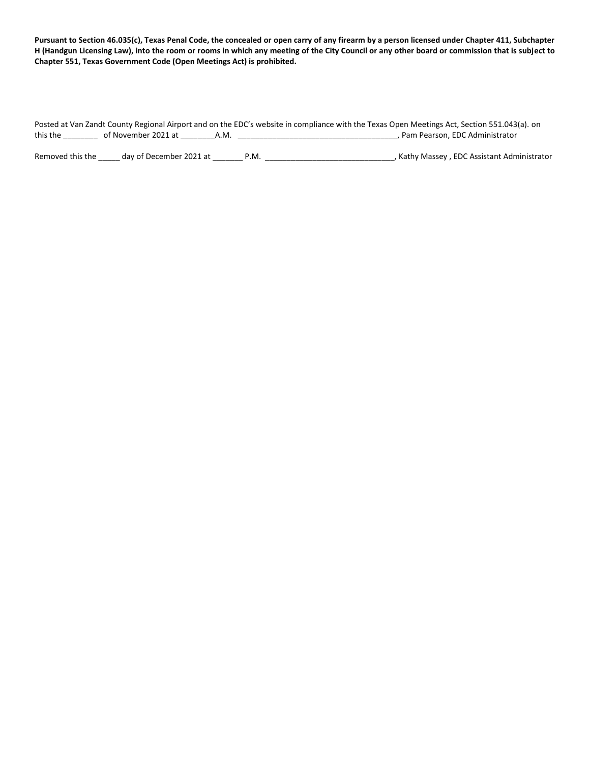**Pursuant to Section 46.035(c), Texas Penal Code, the concealed or open carry of any firearm by a person licensed under Chapter 411, Subchapter H (Handgun Licensing Law), into the room or rooms in which any meeting of the City Council or any other board or commission that is subject to Chapter 551, Texas Government Code (Open Meetings Act) is prohibited.**

Posted at Van Zandt County Regional Airport and on the EDC's website in compliance with the Texas Open Meetings Act, Section 551.043(a). on this the ________ of November 2021 at ________A.M. ____________________________________, Pam Pearson, EDC Administrator

Removed this the _____ day of December 2021 at _______ P.M. _____________________________, Kathy Massey , EDC Assistant Administrator